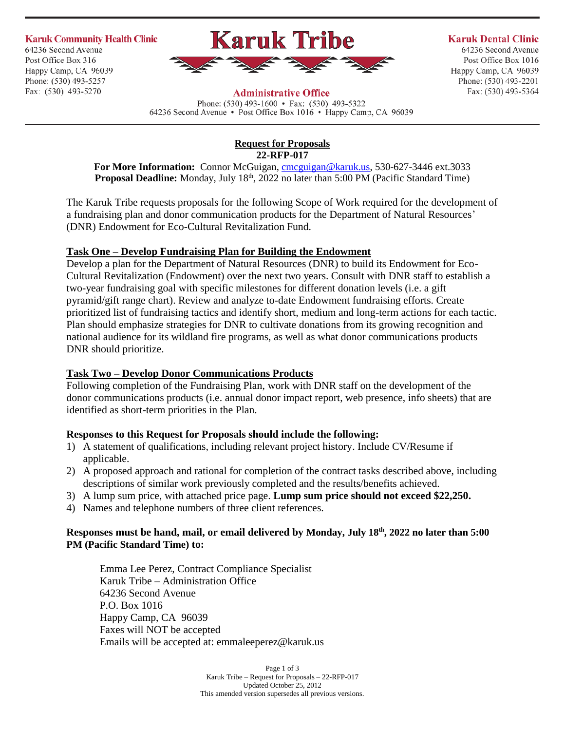**Karuk Community Health Clinic**
64236 Second Avenue
Post Office Box 316
Happy Camp, CA 96039
Phone: (530) 493-5257
Fax: (530) 493-5270

# Karuk Tribe

**Administrative Office**
Phone: (530) 493-1600 • Fax: (530) 493-5322
64236 Second Avenue • Post Office Box 1016 • Happy Camp, CA 96039

**Karuk Dental Clinic**
64236 Second Avenue
Post Office Box 1016
Happy Camp, CA 96039
Phone: (530) 493-2201
Fax: (530) 493-5364

## Request for Proposals
**22-RFP-017**

**For More Information:** Connor McGuigan, cmcguigan@karuk.us, 530-627-3446 ext.3033
**Proposal Deadline:** Monday, July 18th, 2022 no later than 5:00 PM (Pacific Standard Time)

The Karuk Tribe requests proposals for the following Scope of Work required for the development of a fundraising plan and donor communication products for the Department of Natural Resources' (DNR) Endowment for Eco-Cultural Revitalization Fund.

### Task One – Develop Fundraising Plan for Building the Endowment

Develop a plan for the Department of Natural Resources (DNR) to build its Endowment for Eco-Cultural Revitalization (Endowment) over the next two years. Consult with DNR staff to establish a two-year fundraising goal with specific milestones for different donation levels (i.e. a gift pyramid/gift range chart). Review and analyze to-date Endowment fundraising efforts. Create prioritized list of fundraising tactics and identify short, medium and long-term actions for each tactic. Plan should emphasize strategies for DNR to cultivate donations from its growing recognition and national audience for its wildland fire programs, as well as what donor communications products DNR should prioritize.

### Task Two – Develop Donor Communications Products

Following completion of the Fundraising Plan, work with DNR staff on the development of the donor communications products (i.e. annual donor impact report, web presence, info sheets) that are identified as short-term priorities in the Plan.

**Responses to this Request for Proposals should include the following:**

1) A statement of qualifications, including relevant project history. Include CV/Resume if applicable.
2) A proposed approach and rational for completion of the contract tasks described above, including descriptions of similar work previously completed and the results/benefits achieved.
3) A lump sum price, with attached price page. **Lump sum price should not exceed $22,250.**
4) Names and telephone numbers of three client references.

**Responses must be hand, mail, or email delivered by Monday, July 18th, 2022 no later than 5:00 PM (Pacific Standard Time) to:**

Emma Lee Perez, Contract Compliance Specialist
Karuk Tribe – Administration Office
64236 Second Avenue
P.O. Box 1016
Happy Camp, CA 96039
Faxes will NOT be accepted
Emails will be accepted at: emmaleeperez@karuk.us

Updated October 25, 2012
This amended version supersedes all previous versions.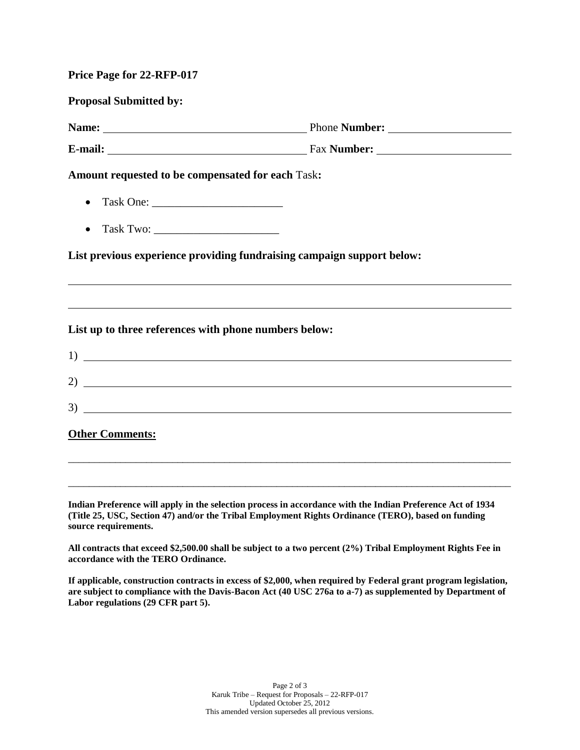**Price Page for 22-RFP-017**

**Proposal Submitted by:**

**Name:** ______________________________ Phone **Number:** ____________________

**E-mail:** ______________________________ Fax **Number:** ____________________

**Amount requested to be compensated for each** Task**:**

- Task One: _______________________
- Task Two: ______________________

**List previous experience providing fundraising campaign support below:**

______________________________________________________________________________

______________________________________________________________________________

**List up to three references with phone numbers below:**

1) ___________________________________________________________________________

2) ___________________________________________________________________________

3) ___________________________________________________________________________

**Other Comments:**

______________________________________________________________________________

______________________________________________________________________________

**Indian Preference will apply in the selection process in accordance with the Indian Preference Act of 1934 (Title 25, USC, Section 47) and/or the Tribal Employment Rights Ordinance (TERO), based on funding source requirements.**

**All contracts that exceed $2,500.00 shall be subject to a two percent (2%) Tribal Employment Rights Fee in accordance with the TERO Ordinance.**

**If applicable, construction contracts in excess of $2,000, when required by Federal grant program legislation, are subject to compliance with the Davis-Bacon Act (40 USC 276a to a-7) as supplemented by Department of Labor regulations (29 CFR part 5).**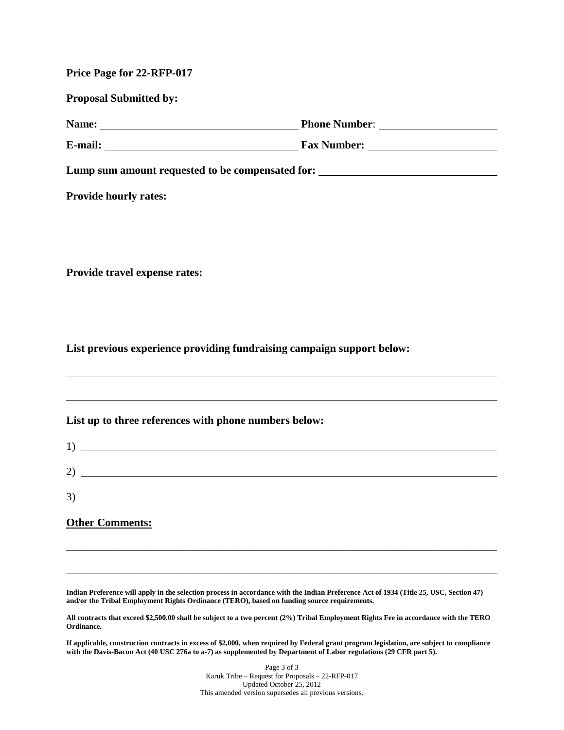**Price Page for 22-RFP-017**

**Proposal Submitted by:**

**Name:** ______________________________ **Phone Number**: ____________________

**E-mail:** ______________________________ **Fax Number:** ____________________

**Lump sum amount requested to be compensated for:** ____________________________

**Provide hourly rates:**

**Provide travel expense rates:**

**List previous experience providing fundraising campaign support below:**

________________________________________________________________________________

________________________________________________________________________________

**List up to three references with phone numbers below:**

1) ______________________________________________________________________________

2) ______________________________________________________________________________

3) ______________________________________________________________________________

**Other Comments:**

________________________________________________________________________________

________________________________________________________________________________

**Indian Preference will apply in the selection process in accordance with the Indian Preference Act of 1934 (Title 25, USC, Section 47) and/or the Tribal Employment Rights Ordinance (TERO), based on funding source requirements.**

**All contracts that exceed $2,500.00 shall be subject to a two percent (2%) Tribal Employment Rights Fee in accordance with the TERO Ordinance.**

**If applicable, construction contracts in excess of $2,000, when required by Federal grant program legislation, are subject to compliance with the Davis-Bacon Act (40 USC 276a to a-7) as supplemented by Department of Labor regulations (29 CFR part 5).**

Karuk Tribe – Request for Proposals – 22-RFP-017
Updated October 25, 2012
This amended version supersedes all previous versions.